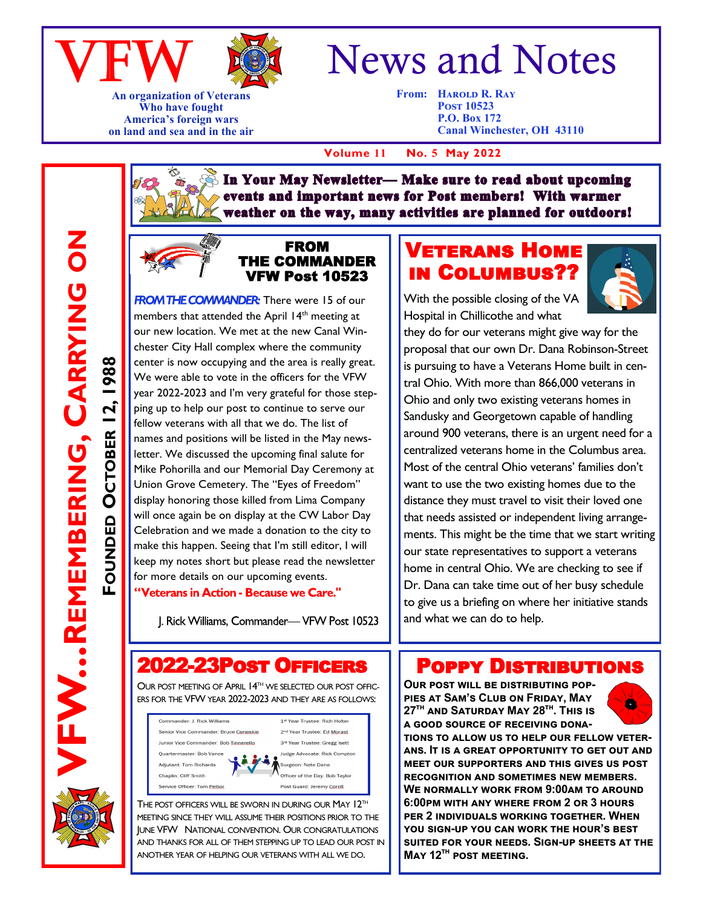# VFW News and Notes

An organization of Veterans
Who have fought
America's foreign wars
on land and sea and in the air

From: Harold R. Ray
Post 10523
P.O. Box 172
Canal Winchester, OH 43110

Volume 11 No. 5 May 2022

VFW...Remembering, Carrying On

Founded October 12, 1988

**In Your May Newsletter— Make sure to read about upcoming events and important news for Post members! With warmer weather on the way, many activities are planned for outdoors!**

## FROM THE COMMANDER VFW Post 10523

***FROM THE COMMANDER:*** There were 15 of our members that attended the April 14th meeting at our new location. We met at the new Canal Winchester City Hall complex where the community center is now occupying and the area is really great. We were able to vote in the officers for the VFW year 2022-2023 and I'm very grateful for those stepping up to help our post to continue to serve our fellow veterans with all that we do. The list of names and positions will be listed in the May newsletter. We discussed the upcoming final salute for Mike Pohorilla and our Memorial Day Ceremony at Union Grove Cemetery. The "Eyes of Freedom" display honoring those killed from Lima Company will once again be on display at the CW Labor Day Celebration and we made a donation to the city to make this happen. Seeing that I'm still editor, I will keep my notes short but please read the newsletter for more details on our upcoming events.

**"Veterans in Action - Because we Care."**

J. Rick Williams, Commander— VFW Post 10523

## Veterans Home in Columbus??

With the possible closing of the VA Hospital in Chillicothe and what they do for our veterans might give way for the proposal that our own Dr. Dana Robinson-Street is pursuing to have a Veterans Home built in central Ohio. With more than 866,000 veterans in Ohio and only two existing veterans homes in Sandusky and Georgetown capable of handling around 900 veterans, there is an urgent need for a centralized veterans home in the Columbus area. Most of the central Ohio veterans' families don't want to use the two existing homes due to the distance they must travel to visit their loved one that needs assisted or independent living arrangements. This might be the time that we start writing our state representatives to support a veterans home in central Ohio. We are checking to see if Dr. Dana can take time out of her busy schedule to give us a briefing on where her initiative stands and what we can do to help.

## 2022-23 Post Officers

Our post meeting of April 14th we selected our post officers for the VFW year 2022-2023 and they are as follows:

| | |
|---|---|
| Commander: J. Rick Williams | 1st Year Trustee: Rich Holter |
| Senior Vice Commander: Bruce Ceneskie | 2nd Year Trustee: Ed Morast |
| Junior Vice Commander: Bob Tinnerello | 3rd Year Trustee: Gregg Isett |
| Quartermaster: Bob Vance | Judge Advocate: Rick Compton |
| Adjutant: Tom Richards | Surgeon: Nate Dana |
| Chaplin: Cliff Smith | Officer of the Day: Bob Taylor |
| Service Officer: Tom Pellior | Post Guard: Jeremy Corrill |

The post officers will be sworn in during our May 12th meeting since they will assume their positions prior to the June VFW National convention. Our congratulations and thanks for all of them stepping up to lead our post in another year of helping our veterans with all we do.

## Poppy Distributions

**Our post will be distributing poppies at Sam's Club on Friday, May 27th and Saturday May 28th. This is a good source of receiving donations to allow us to help our fellow veterans. It is a great opportunity to get out and meet our supporters and this gives us post recognition and sometimes new members. We normally work from 9:00am to around 6:00pm with any where from 2 or 3 hours per 2 individuals working together. When you sign-up you can work the hour's best suited for your needs. Sign-up sheets at the May 12th post meeting.**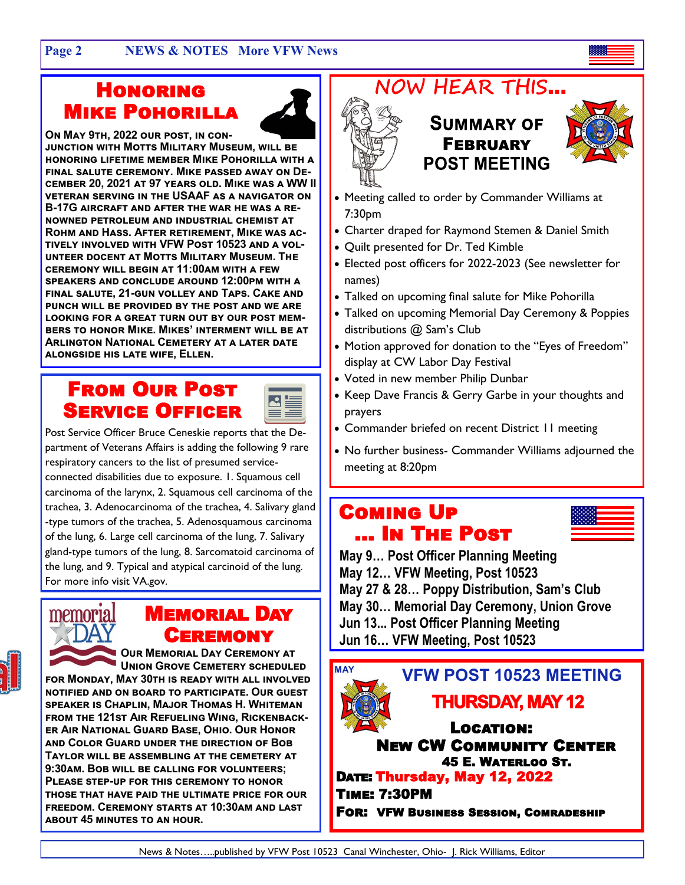# Honoring Mike Pohorilla

On May 9th, 2022 our post, in conjunction with Motts Military Museum, will be honoring lifetime member Mike Pohorilla with a final salute ceremony. Mike passed away on December 20, 2021 at 97 years old. Mike was a WW II veteran serving in the USAAF as a navigator on B-17G aircraft and after the war he was a renowned petroleum and industrial chemist at Rohm and Hass. After retirement, Mike was actively involved with VFW Post 10523 and a volunteer docent at Motts Military Museum. The ceremony will begin at 11:00am with a few speakers and conclude around 12:00pm with a final salute, 21-gun volley and Taps. Cake and punch will be provided by the post and we are looking for a great turn out by our post members to honor Mike. Mikes' interment will be at Arlington National Cemetery at a later date alongside his late wife, Ellen.

# From Our Post Service Officer

Post Service Officer Bruce Ceneskie reports that the Department of Veterans Affairs is adding the following 9 rare respiratory cancers to the list of presumed service-connected disabilities due to exposure. 1. Squamous cell carcinoma of the larynx, 2. Squamous cell carcinoma of the trachea, 3. Adenocarcinoma of the trachea, 4. Salivary gland-type tumors of the trachea, 5. Adenosquamous carcinoma of the lung, 6. Large cell carcinoma of the lung, 7. Salivary gland-type tumors of the lung, 8. Sarcomatoid carcinoma of the lung, and 9. Typical and atypical carcinoid of the lung. For more info visit VA.gov.

# Memorial Day Ceremony

Our Memorial Day Ceremony at Union Grove Cemetery scheduled for Monday, May 30th is ready with all involved notified and on board to participate. Our guest speaker is Chaplin, Major Thomas H. Whiteman from the 121st Air Refueling Wing, Rickenbacker Air National Guard Base, Ohio. Our Honor and Color Guard under the direction of Bob Taylor will be assembling at the cemetery at 9:30am. Bob will be calling for volunteers; Please step-up for this ceremony to honor those that have paid the ultimate price for our freedom. Ceremony starts at 10:30am and last about 45 minutes to an hour.

# Now Hear This…

## Summary of February Post Meeting

- Meeting called to order by Commander Williams at 7:30pm
- Charter draped for Raymond Stemen & Daniel Smith
- Quilt presented for Dr. Ted Kimble
- Elected post officers for 2022-2023 (See newsletter for names)
- Talked on upcoming final salute for Mike Pohorilla
- Talked on upcoming Memorial Day Ceremony & Poppies distributions @ Sam's Club
- Motion approved for donation to the "Eyes of Freedom" display at CW Labor Day Festival
- Voted in new member Philip Dunbar
- Keep Dave Francis & Gerry Garbe in your thoughts and prayers
- Commander briefed on recent District 11 meeting
- No further business- Commander Williams adjourned the meeting at 8:20pm

# Coming Up … In The Post

**May 9… Post Officer Planning Meeting**
**May 12… VFW Meeting, Post 10523**
**May 27 & 28… Poppy Distribution, Sam's Club**
**May 30… Memorial Day Ceremony, Union Grove**
**Jun 13... Post Officer Planning Meeting**
**Jun 16… VFW Meeting, Post 10523**

MAY

## VFW Post 10523 Meeting

**Thursday, May 12**

**Location:**
**New CW Community Center**
**45 E. Waterloo St.**

**Date:** Thursday, May 12, 2022
**Time:** 7:30PM
**For:** VFW Business Session, Comradeship